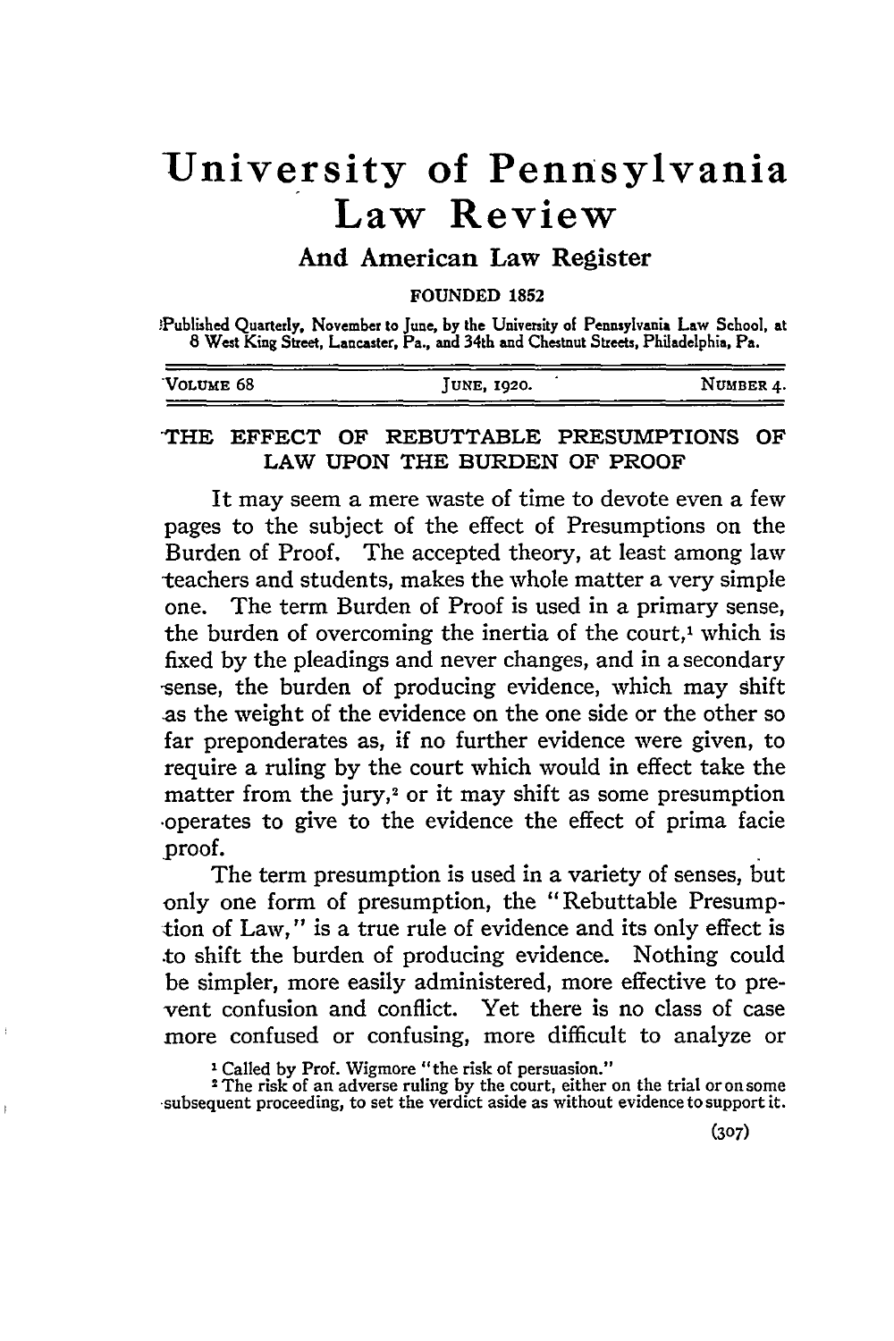# University of Pennsylvania Law Review

## And American Law Register

FOUNDED 1852

Published Quarterly, November to June, by the University of Pennsylvania Law School, at 8 West King Street, Lancaster, Pa., and 34th and Chestnut Streets, Philadelphia, Pa.

| VOLUME 68 | JUNE, 1920. | NUMBER 4. |
|---|---|---|

## THE EFFECT OF REBUTTABLE PRESUMPTIONS OF LAW UPON THE BURDEN OF PROOF

It may seem a mere waste of time to devote even a few pages to the subject of the effect of Presumptions on the Burden of Proof. The accepted theory, at least among law teachers and students, makes the whole matter a very simple one. The term Burden of Proof is used in a primary sense, the burden of overcoming the inertia of the court,[1] which is fixed by the pleadings and never changes, and in a secondary sense, the burden of producing evidence, which may shift as the weight of the evidence on the one side or the other so far preponderates as, if no further evidence were given, to require a ruling by the court which would in effect take the matter from the jury,[2] or it may shift as some presumption operates to give to the evidence the effect of prima facie proof.

The term presumption is used in a variety of senses, but only one form of presumption, the "Rebuttable Presumption of Law," is a true rule of evidence and its only effect is to shift the burden of producing evidence. Nothing could be simpler, more easily administered, more effective to prevent confusion and conflict. Yet there is no class of case more confused or confusing, more difficult to analyze or

[1] Called by Prof. Wigmore "the risk of persuasion."

[2] The risk of an adverse ruling by the court, either on the trial or on some subsequent proceeding, to set the verdict aside as without evidence to support it.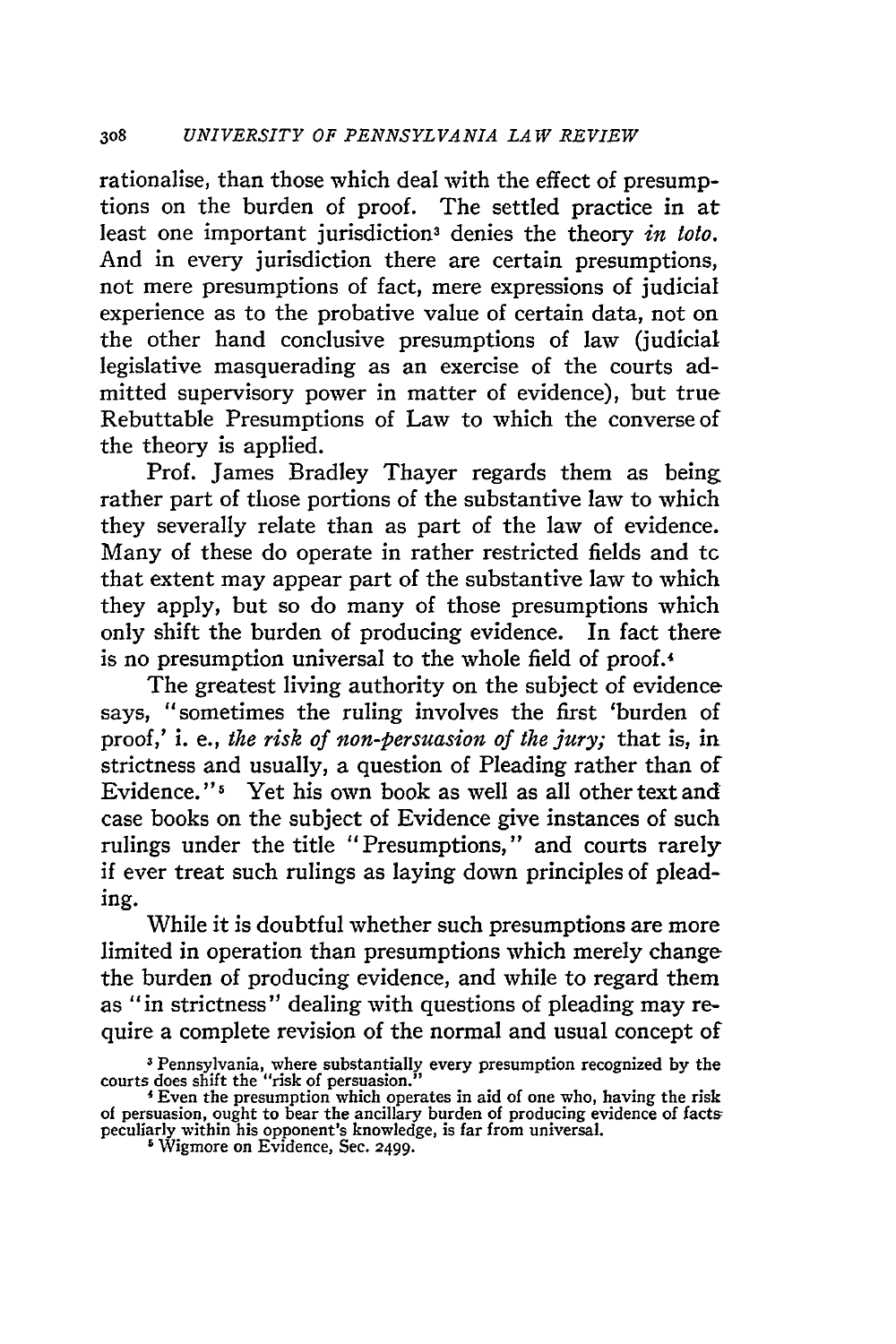rationalise, than those which deal with the effect of presumptions on the burden of proof. The settled practice in at least one important jurisdiction[3] denies the theory *in toto*. And in every jurisdiction there are certain presumptions, not mere presumptions of fact, mere expressions of judicial experience as to the probative value of certain data, not on the other hand conclusive presumptions of law (judicial legislative masquerading as an exercise of the courts admitted supervisory power in matter of evidence), but true Rebuttable Presumptions of Law to which the converse of the theory is applied.

Prof. James Bradley Thayer regards them as being rather part of those portions of the substantive law to which they severally relate than as part of the law of evidence. Many of these do operate in rather restricted fields and to that extent may appear part of the substantive law to which they apply, but so do many of those presumptions which only shift the burden of producing evidence. In fact there is no presumption universal to the whole field of proof.[4]

The greatest living authority on the subject of evidence says, "sometimes the ruling involves the first 'burden of proof,' i. e., *the risk of non-persuasion of the jury;* that is, in strictness and usually, a question of Pleading rather than of Evidence."[5] Yet his own book as well as all other text and case books on the subject of Evidence give instances of such rulings under the title "Presumptions," and courts rarely if ever treat such rulings as laying down principles of pleading.

While it is doubtful whether such presumptions are more limited in operation than presumptions which merely change the burden of producing evidence, and while to regard them as "in strictness" dealing with questions of pleading may require a complete revision of the normal and usual concept of

[3] Pennsylvania, where substantially every presumption recognized by the courts does shift the "risk of persuasion."

[4] Even the presumption which operates in aid of one who, having the risk of persuasion, ought to bear the ancillary burden of producing evidence of facts peculiarly within his opponent's knowledge, is far from universal.

[5] Wigmore on Evidence, Sec. 2499.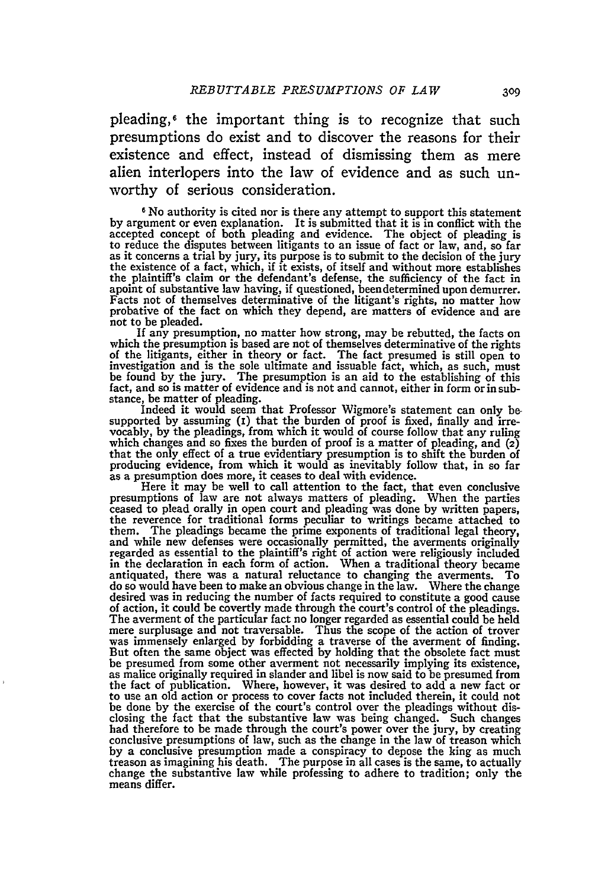pleading,[6] the important thing is to recognize that such presumptions do exist and to discover the reasons for their existence and effect, instead of dismissing them as mere alien interlopers into the law of evidence and as such unworthy of serious consideration.

[6] No authority is cited nor is there any attempt to support this statement by argument or even explanation. It is submitted that it is in conflict with the accepted concept of both pleading and evidence. The object of pleading is to reduce the disputes between litigants to an issue of fact or law, and, so far as it concerns a trial by jury, its purpose is to submit to the decision of the jury the existence of a fact, which, if it exists, of itself and without more establishes the plaintiff's claim or the defendant's defense, the sufficiency of the fact in apoint of substantive law having, if questioned, beendetermined upon demurrer. Facts not of themselves determinative of the litigant's rights, no matter how probative of the fact on which they depend, are matters of evidence and are not to be pleaded.

If any presumption, no matter how strong, may be rebutted, the facts on which the presumption is based are not of themselves determinative of the rights of the litigants, either in theory or fact. The fact presumed is still open to investigation and is the sole ultimate and issuable fact, which, as such, must be found by the jury. The presumption is an aid to the establishing of this fact, and so is matter of evidence and is not and cannot, either in form or in substance, be matter of pleading.

Indeed it would seem that Professor Wigmore's statement can only be supported by assuming (1) that the burden of proof is fixed, finally and irrevocably, by the pleadings, from which it would of course follow that any ruling which changes and so fixes the burden of proof is a matter of pleading, and (2) that the only effect of a true evidentiary presumption is to shift the burden of producing evidence, from which it would as inevitably follow that, in so far as a presumption does more, it ceases to deal with evidence.

Here it may be well to call attention to the fact, that even conclusive presumptions of law are not always matters of pleading. When the parties ceased to plead orally in open court and pleading was done by written papers, the reverence for traditional forms peculiar to writings became attached to them. The pleadings became the prime exponents of traditional legal theory, and while new defenses were occasionally permitted, the averments originally regarded as essential to the plaintiff's right of action were religiously included in the declaration in each form of action. When a traditional theory became antiquated, there was a natural reluctance to changing the averments. To do so would have been to make an obvious change in the law. Where the change desired was in reducing the number of facts required to constitute a good cause of action, it could be covertly made through the court's control of the pleadings. The averment of the particular fact no longer regarded as essential could be held mere surplusage and not traversable. Thus the scope of the action of trover was immensely enlarged by forbidding a traverse of the averment of finding. But often the same object was effected by holding that the obsolete fact must be presumed from some other averment not necessarily implying its existence, as malice originally required in slander and libel is now said to be presumed from the fact of publication. Where, however, it was desired to add a new fact or to use an old action or process to cover facts not included therein, it could not be done by the exercise of the court's control over the pleadings without disclosing the fact that the substantive law was being changed. Such changes had therefore to be made through the court's power over the jury, by creating conclusive presumptions of law, such as the change in the law of treason which by a conclusive presumption made a conspiracy to depose the king as much treason as imagining his death. The purpose in all cases is the same, to actually change the substantive law while professing to adhere to tradition; only the means differ.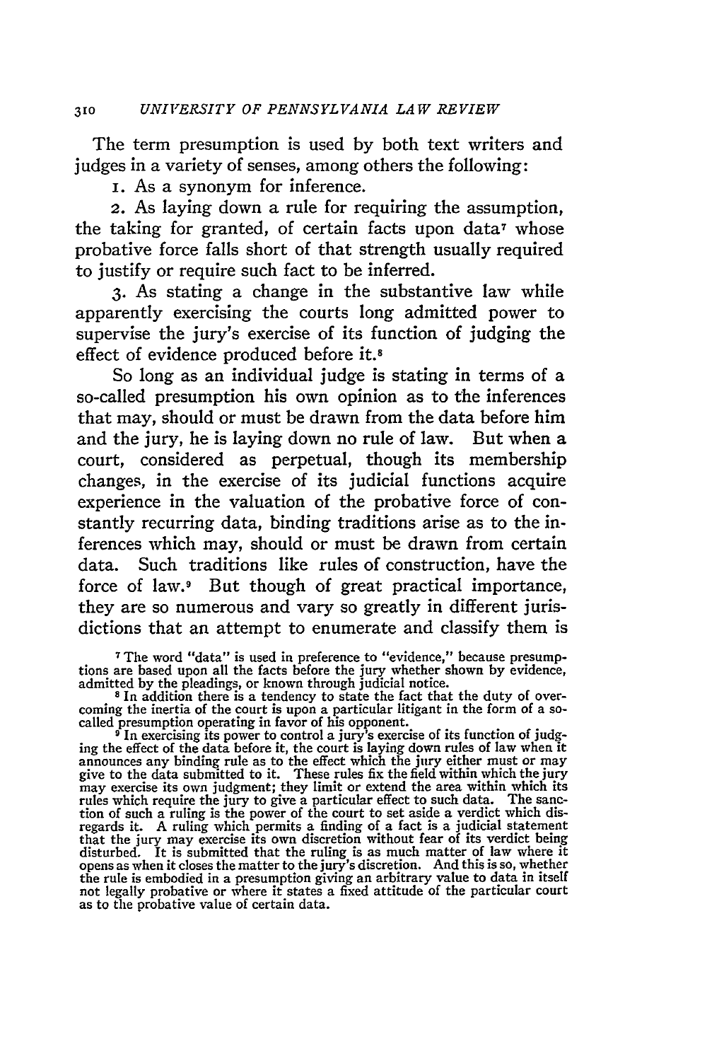The term presumption is used by both text writers and judges in a variety of senses, among others the following:

1. As a synonym for inference.

2. As laying down a rule for requiring the assumption, the taking for granted, of certain facts upon data[7] whose probative force falls short of that strength usually required to justify or require such fact to be inferred.

3. As stating a change in the substantive law while apparently exercising the courts long admitted power to supervise the jury's exercise of its function of judging the effect of evidence produced before it.[8]

So long as an individual judge is stating in terms of a so-called presumption his own opinion as to the inferences that may, should or must be drawn from the data before him and the jury, he is laying down no rule of law. But when a court, considered as perpetual, though its membership changes, in the exercise of its judicial functions acquire experience in the valuation of the probative force of constantly recurring data, binding traditions arise as to the inferences which may, should or must be drawn from certain data. Such traditions like rules of construction, have the force of law.[9] But though of great practical importance, they are so numerous and vary so greatly in different jurisdictions that an attempt to enumerate and classify them is

[7] The word "data" is used in preference to "evidence," because presumptions are based upon all the facts before the jury whether shown by evidence, admitted by the pleadings, or known through judicial notice.

[8] In addition there is a tendency to state the fact that the duty of overcoming the inertia of the court is upon a particular litigant in the form of a so-called presumption operating in favor of his opponent.

[9] In exercising its power to control a jury's exercise of its function of judging the effect of the data before it, the court is laying down rules of law when it announces any binding rule as to the effect which the jury either must or may give to the data submitted to it. These rules fix the field within which the jury may exercise its own judgment; they limit or extend the area within which its rules which require the jury to give a particular effect to such data. The sanction of such a ruling is the power of the court to set aside a verdict which disregards it. A ruling which permits a finding of a fact is a judicial statement that the jury may exercise its own discretion without fear of its verdict being disturbed. It is submitted that the ruling is as much matter of law where it opens as when it closes the matter to the jury's discretion. And this is so, whether the rule is embodied in a presumption giving an arbitrary value to data in itself not legally probative or where it states a fixed attitude of the particular court as to the probative value of certain data.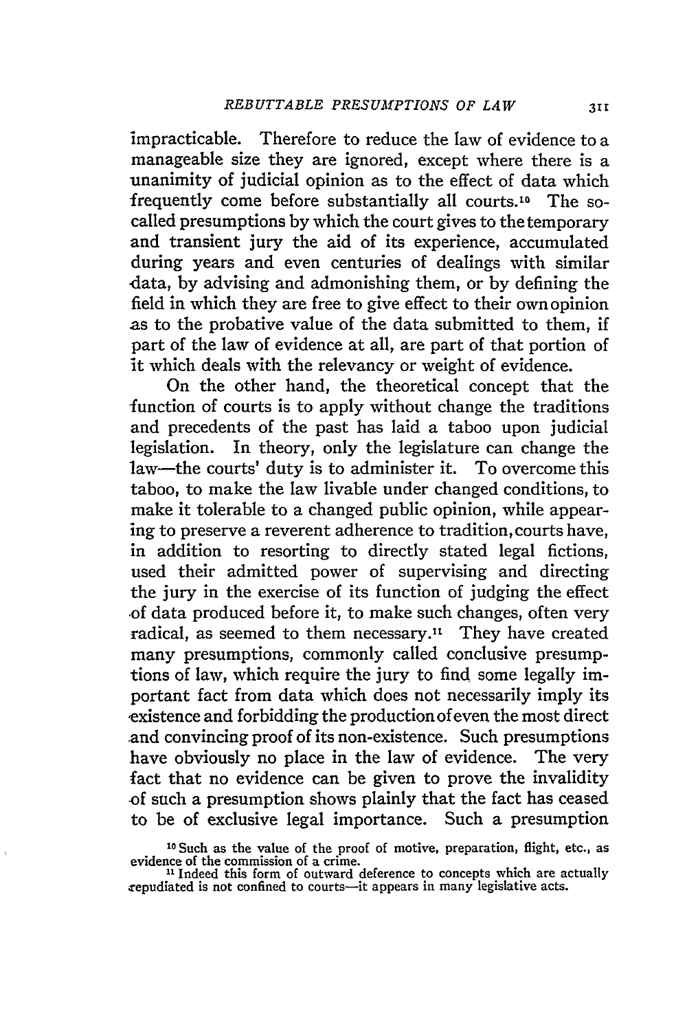impracticable. Therefore to reduce the law of evidence to a manageable size they are ignored, except where there is a unanimity of judicial opinion as to the effect of data which frequently come before substantially all courts.[10] The so-called presumptions by which the court gives to the temporary and transient jury the aid of its experience, accumulated during years and even centuries of dealings with similar data, by advising and admonishing them, or by defining the field in which they are free to give effect to their own opinion as to the probative value of the data submitted to them, if part of the law of evidence at all, are part of that portion of it which deals with the relevancy or weight of evidence.

On the other hand, the theoretical concept that the function of courts is to apply without change the traditions and precedents of the past has laid a taboo upon judicial legislation. In theory, only the legislature can change the law—the courts' duty is to administer it. To overcome this taboo, to make the law livable under changed conditions, to make it tolerable to a changed public opinion, while appearing to preserve a reverent adherence to tradition, courts have, in addition to resorting to directly stated legal fictions, used their admitted power of supervising and directing the jury in the exercise of its function of judging the effect of data produced before it, to make such changes, often very radical, as seemed to them necessary.[11] They have created many presumptions, commonly called conclusive presumptions of law, which require the jury to find some legally important fact from data which does not necessarily imply its existence and forbidding the production of even the most direct and convincing proof of its non-existence. Such presumptions have obviously no place in the law of evidence. The very fact that no evidence can be given to prove the invalidity of such a presumption shows plainly that the fact has ceased to be of exclusive legal importance. Such a presumption

[10] Such as the value of the proof of motive, preparation, flight, etc., as evidence of the commission of a crime.

[11] Indeed this form of outward deference to concepts which are actually repudiated is not confined to courts—it appears in many legislative acts.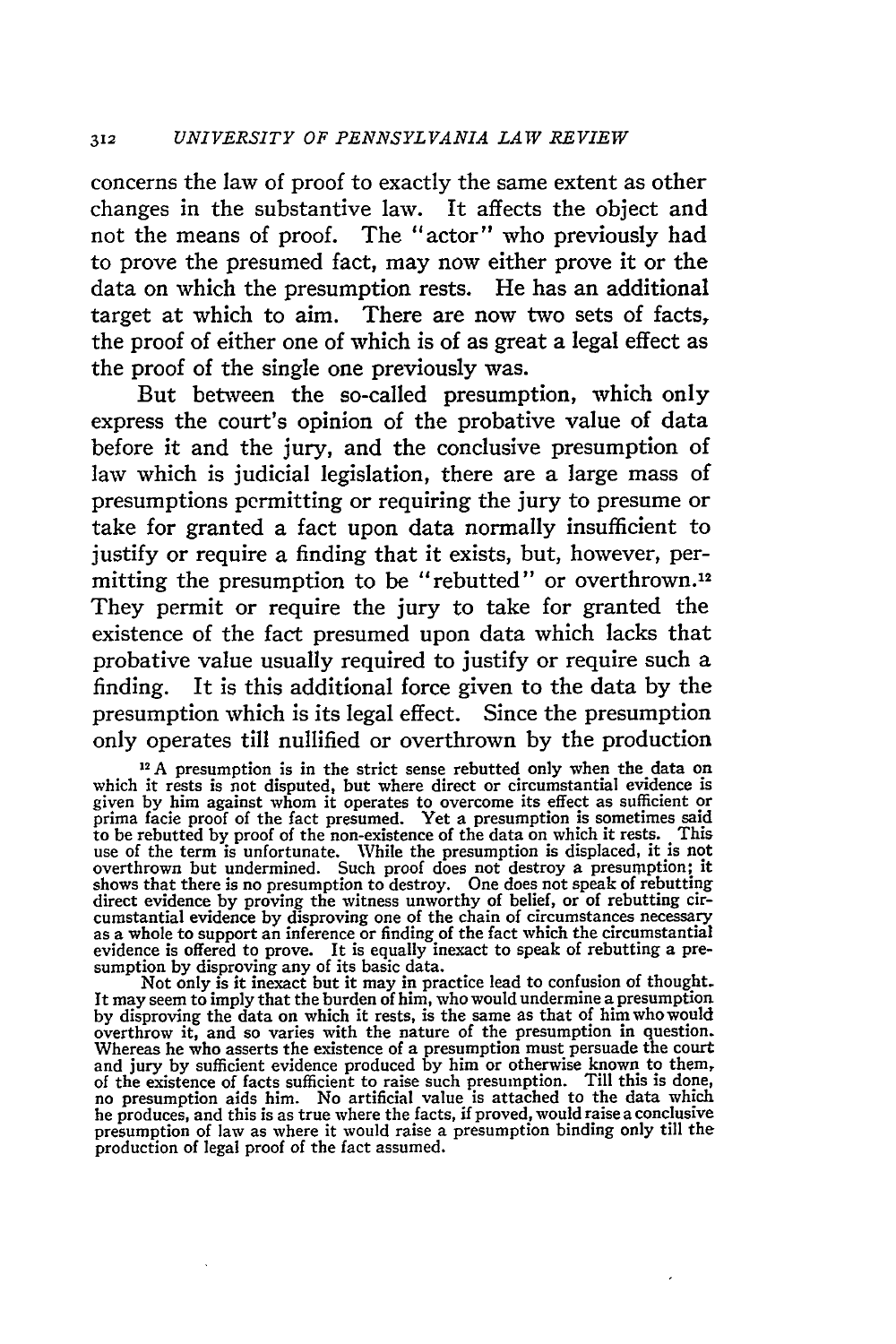concerns the law of proof to exactly the same extent as other changes in the substantive law. It affects the object and not the means of proof. The "actor" who previously had to prove the presumed fact, may now either prove it or the data on which the presumption rests. He has an additional target at which to aim. There are now two sets of facts, the proof of either one of which is of as great a legal effect as the proof of the single one previously was.

But between the so-called presumption, which only express the court's opinion of the probative value of data before it and the jury, and the conclusive presumption of law which is judicial legislation, there are a large mass of presumptions permitting or requiring the jury to presume or take for granted a fact upon data normally insufficient to justify or require a finding that it exists, but, however, permitting the presumption to be "rebutted" or overthrown.[12] They permit or require the jury to take for granted the existence of the fact presumed upon data which lacks that probative value usually required to justify or require such a finding. It is this additional force given to the data by the presumption which is its legal effect. Since the presumption only operates till nullified or overthrown by the production

[12] A presumption is in the strict sense rebutted only when the data on which it rests is not disputed, but where direct or circumstantial evidence is given by him against whom it operates to overcome its effect as sufficient or prima facie proof of the fact presumed. Yet a presumption is sometimes said to be rebutted by proof of the non-existence of the data on which it rests. This use of the term is unfortunate. While the presumption is displaced, it is not overthrown but undermined. Such proof does not destroy a presumption; it shows that there is no presumption to destroy. One does not speak of rebutting direct evidence by proving the witness unworthy of belief, or of rebutting circumstantial evidence by disproving one of the chain of circumstances necessary as a whole to support an inference or finding of the fact which the circumstantial evidence is offered to prove. It is equally inexact to speak of rebutting a presumption by disproving any of its basic data.

Not only is it inexact but it may in practice lead to confusion of thought. It may seem to imply that the burden of him, who would undermine a presumption by disproving the data on which it rests, is the same as that of him who would overthrow it, and so varies with the nature of the presumption in question. Whereas he who asserts the existence of a presumption must persuade the court and jury by sufficient evidence produced by him or otherwise known to them, of the existence of facts sufficient to raise such presumption. Till this is done, no presumption aids him. No artificial value is attached to the data which he produces, and this is as true where the facts, if proved, would raise a conclusive presumption of law as where it would raise a presumption binding only till the production of legal proof of the fact assumed.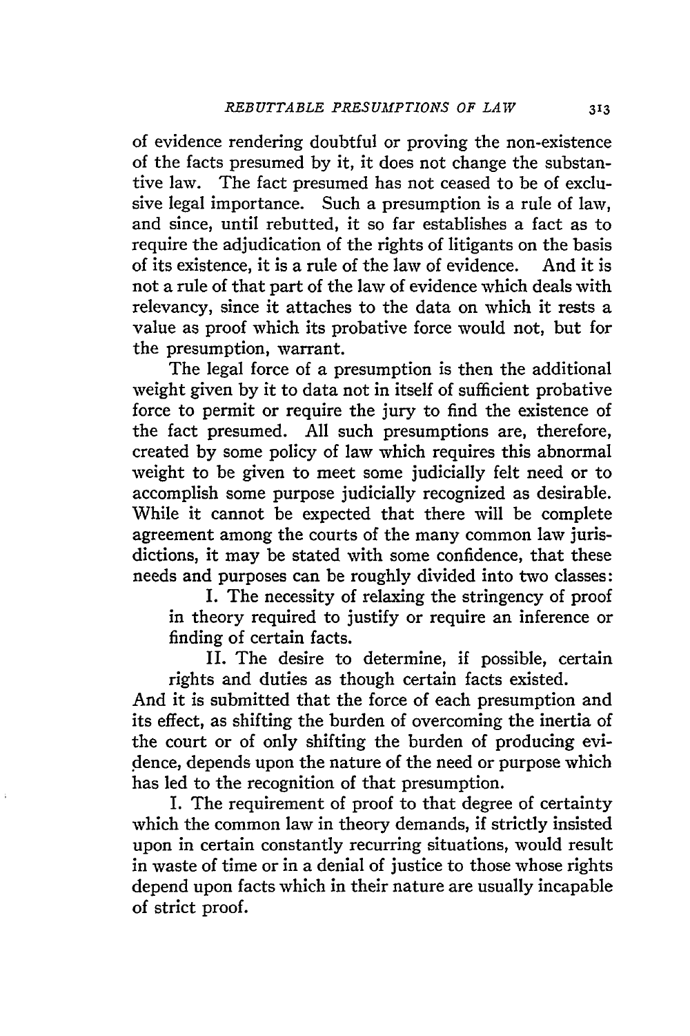of evidence rendering doubtful or proving the non-existence of the facts presumed by it, it does not change the substantive law. The fact presumed has not ceased to be of exclusive legal importance. Such a presumption is a rule of law, and since, until rebutted, it so far establishes a fact as to require the adjudication of the rights of litigants on the basis of its existence, it is a rule of the law of evidence. And it is not a rule of that part of the law of evidence which deals with relevancy, since it attaches to the data on which it rests a value as proof which its probative force would not, but for the presumption, warrant.

The legal force of a presumption is then the additional weight given by it to data not in itself of sufficient probative force to permit or require the jury to find the existence of the fact presumed. All such presumptions are, therefore, created by some policy of law which requires this abnormal weight to be given to meet some judicially felt need or to accomplish some purpose judicially recognized as desirable. While it cannot be expected that there will be complete agreement among the courts of the many common law jurisdictions, it may be stated with some confidence, that these needs and purposes can be roughly divided into two classes:

I. The necessity of relaxing the stringency of proof in theory required to justify or require an inference or finding of certain facts.

II. The desire to determine, if possible, certain rights and duties as though certain facts existed.

And it is submitted that the force of each presumption and its effect, as shifting the burden of overcoming the inertia of the court or of only shifting the burden of producing evidence, depends upon the nature of the need or purpose which has led to the recognition of that presumption.

I. The requirement of proof to that degree of certainty which the common law in theory demands, if strictly insisted upon in certain constantly recurring situations, would result in waste of time or in a denial of justice to those whose rights depend upon facts which in their nature are usually incapable of strict proof.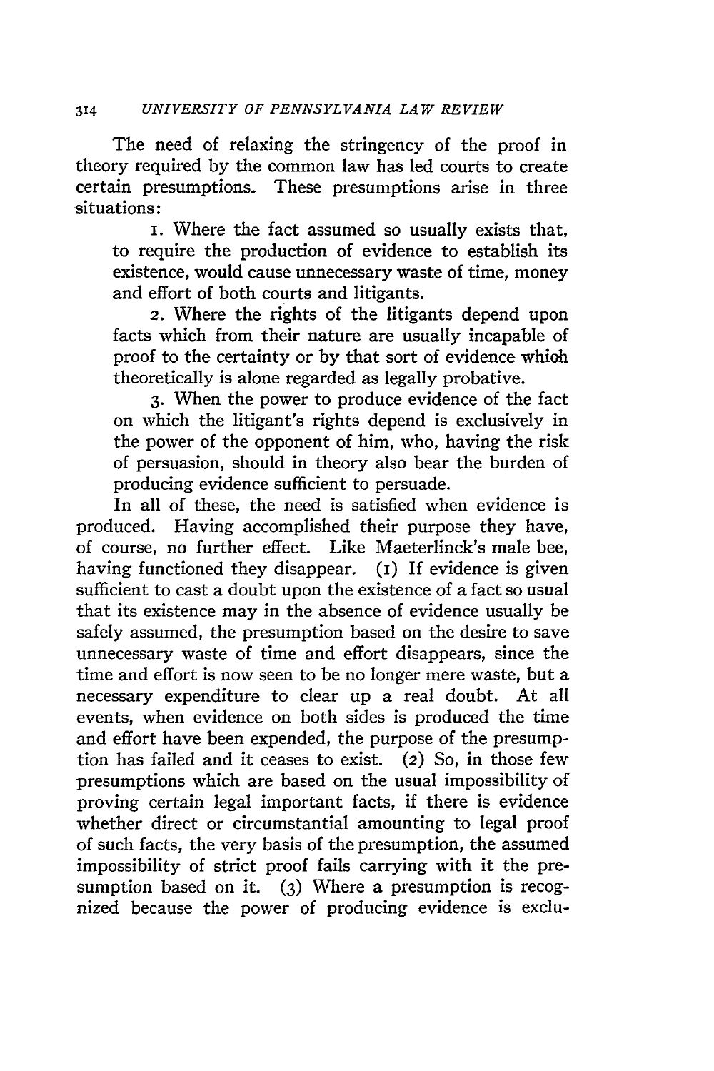The need of relaxing the stringency of the proof in theory required by the common law has led courts to create certain presumptions. These presumptions arise in three situations:

1. Where the fact assumed so usually exists that, to require the production of evidence to establish its existence, would cause unnecessary waste of time, money and effort of both courts and litigants.

2. Where the rights of the litigants depend upon facts which from their nature are usually incapable of proof to the certainty or by that sort of evidence which theoretically is alone regarded as legally probative.

3. When the power to produce evidence of the fact on which the litigant's rights depend is exclusively in the power of the opponent of him, who, having the risk of persuasion, should in theory also bear the burden of producing evidence sufficient to persuade.

In all of these, the need is satisfied when evidence is produced. Having accomplished their purpose they have, of course, no further effect. Like Maeterlinck's male bee, having functioned they disappear. (1) If evidence is given sufficient to cast a doubt upon the existence of a fact so usual that its existence may in the absence of evidence usually be safely assumed, the presumption based on the desire to save unnecessary waste of time and effort disappears, since the time and effort is now seen to be no longer mere waste, but a necessary expenditure to clear up a real doubt. At all events, when evidence on both sides is produced the time and effort have been expended, the purpose of the presumption has failed and it ceases to exist. (2) So, in those few presumptions which are based on the usual impossibility of proving certain legal important facts, if there is evidence whether direct or circumstantial amounting to legal proof of such facts, the very basis of the presumption, the assumed impossibility of strict proof fails carrying with it the presumption based on it. (3) Where a presumption is recognized because the power of producing evidence is exclu-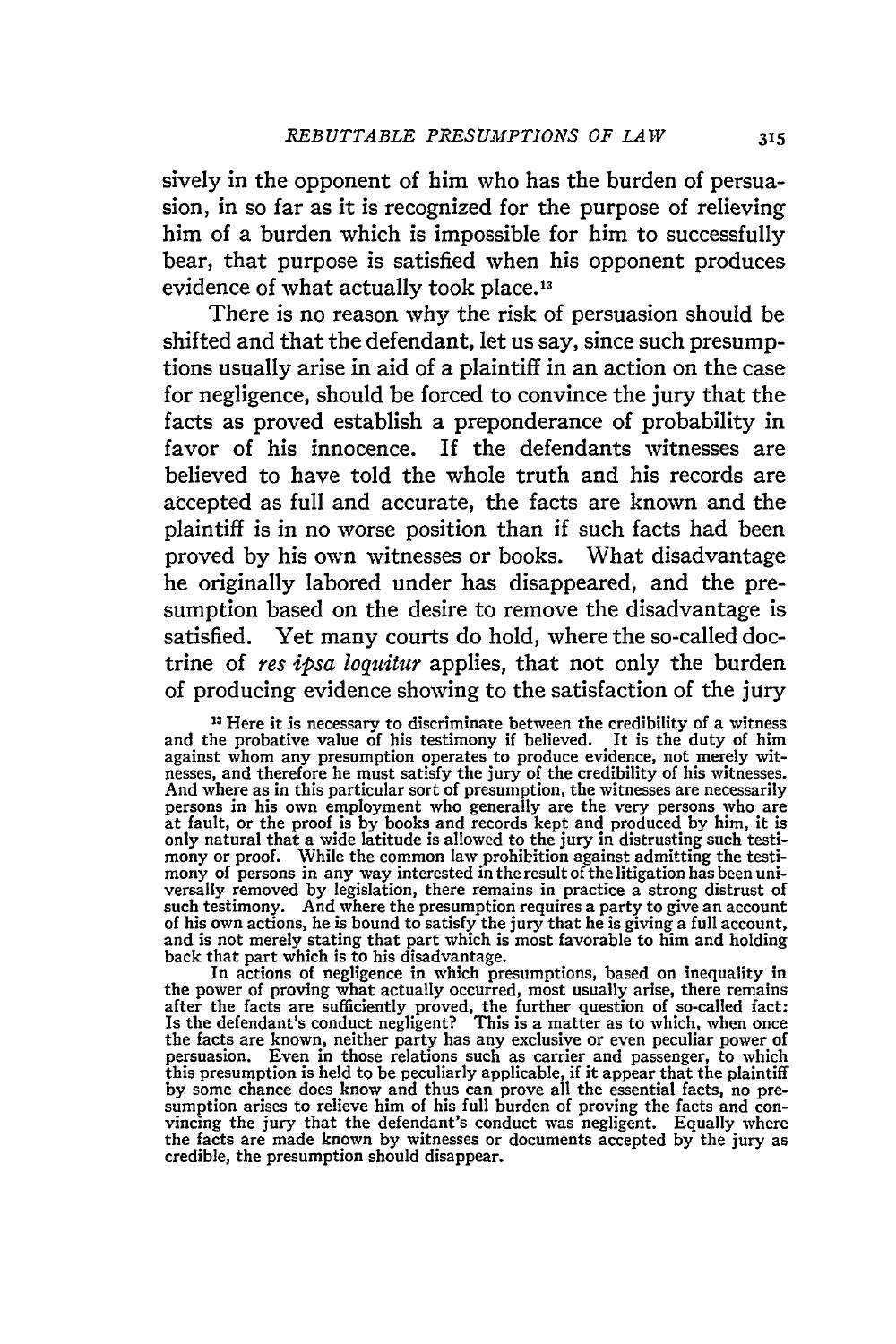sively in the opponent of him who has the burden of persuasion, in so far as it is recognized for the purpose of relieving him of a burden which is impossible for him to successfully bear, that purpose is satisfied when his opponent produces evidence of what actually took place.[13]

There is no reason why the risk of persuasion should be shifted and that the defendant, let us say, since such presumptions usually arise in aid of a plaintiff in an action on the case for negligence, should be forced to convince the jury that the facts as proved establish a preponderance of probability in favor of his innocence. If the defendants witnesses are believed to have told the whole truth and his records are accepted as full and accurate, the facts are known and the plaintiff is in no worse position than if such facts had been proved by his own witnesses or books. What disadvantage he originally labored under has disappeared, and the presumption based on the desire to remove the disadvantage is satisfied. Yet many courts do hold, where the so-called doctrine of *res ipsa loquitur* applies, that not only the burden of producing evidence showing to the satisfaction of the jury

[13] Here it is necessary to discriminate between the credibility of a witness and the probative value of his testimony if believed. It is the duty of him against whom any presumption operates to produce evidence, not merely witnesses, and therefore he must satisfy the jury of the credibility of his witnesses. And where as in this particular sort of presumption, the witnesses are necessarily persons in his own employment who generally are the very persons who are at fault, or the proof is by books and records kept and produced by him, it is only natural that a wide latitude is allowed to the jury in distrusting such testimony or proof. While the common law prohibition against admitting the testimony of persons in any way interested in the result of the litigation has been universally removed by legislation, there remains in practice a strong distrust of such testimony. And where the presumption requires a party to give an account of his own actions, he is bound to satisfy the jury that he is giving a full account, and is not merely stating that part which is most favorable to him and holding back that part which is to his disadvantage.

In actions of negligence in which presumptions, based on inequality in the power of proving what actually occurred, most usually arise, there remains after the facts are sufficiently proved, the further question of so-called fact: Is the defendant's conduct negligent? This is a matter as to which, when once the facts are known, neither party has any exclusive or even peculiar power of persuasion. Even in those relations such as carrier and passenger, to which this presumption is held to be peculiarly applicable, if it appear that the plaintiff by some chance does know and thus can prove all the essential facts, no presumption arises to relieve him of his full burden of proving the facts and convincing the jury that the defendant's conduct was negligent. Equally where the facts are made known by witnesses or documents accepted by the jury as credible, the presumption should disappear.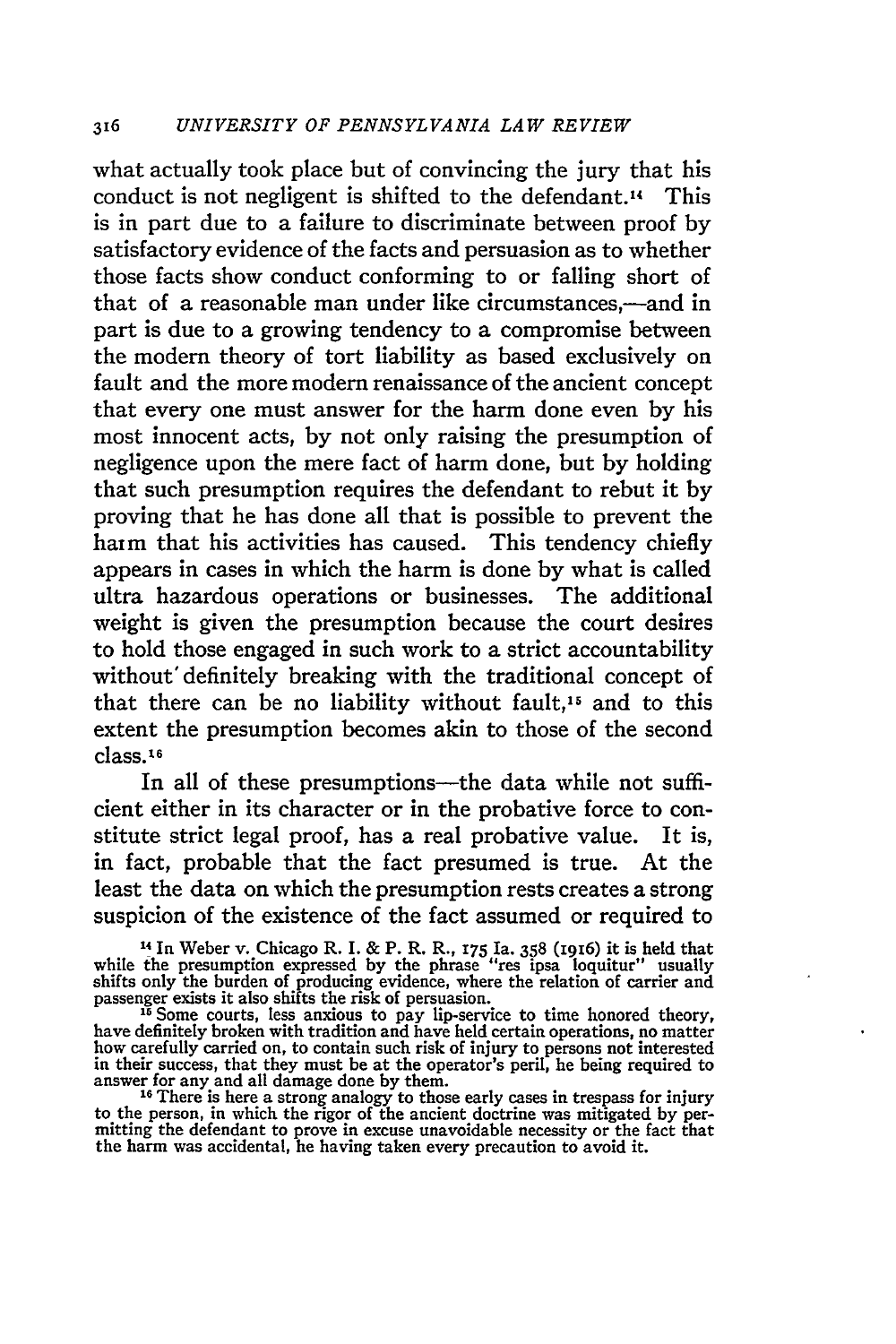what actually took place but of convincing the jury that his conduct is not negligent is shifted to the defendant.[14] This is in part due to a failure to discriminate between proof by satisfactory evidence of the facts and persuasion as to whether those facts show conduct conforming to or falling short of that of a reasonable man under like circumstances,—and in part is due to a growing tendency to a compromise between the modern theory of tort liability as based exclusively on fault and the more modern renaissance of the ancient concept that every one must answer for the harm done even by his most innocent acts, by not only raising the presumption of negligence upon the mere fact of harm done, but by holding that such presumption requires the defendant to rebut it by proving that he has done all that is possible to prevent the harm that his activities has caused. This tendency chiefly appears in cases in which the harm is done by what is called ultra hazardous operations or businesses. The additional weight is given the presumption because the court desires to hold those engaged in such work to a strict accountability without definitely breaking with the traditional concept of that there can be no liability without fault,[15] and to this extent the presumption becomes akin to those of the second class.[16]

In all of these presumptions—the data while not sufficient either in its character or in the probative force to constitute strict legal proof, has a real probative value. It is, in fact, probable that the fact presumed is true. At the least the data on which the presumption rests creates a strong suspicion of the existence of the fact assumed or required to

[14] In Weber v. Chicago R. I. & P. R. R., 175 Ia. 358 (1916) it is held that while the presumption expressed by the phrase "res ipsa loquitur" usually shifts only the burden of producing evidence, where the relation of carrier and passenger exists it also shifts the risk of persuasion.

[15] Some courts, less anxious to pay lip-service to time honored theory, have definitely broken with tradition and have held certain operations, no matter how carefully carried on, to contain such risk of injury to persons not interested in their success, that they must be at the operator's peril, he being required to answer for any and all damage done by them.

[16] There is here a strong analogy to those early cases in trespass for injury to the person, in which the rigor of the ancient doctrine was mitigated by permitting the defendant to prove in excuse unavoidable necessity or the fact that the harm was accidental, he having taken every precaution to avoid it.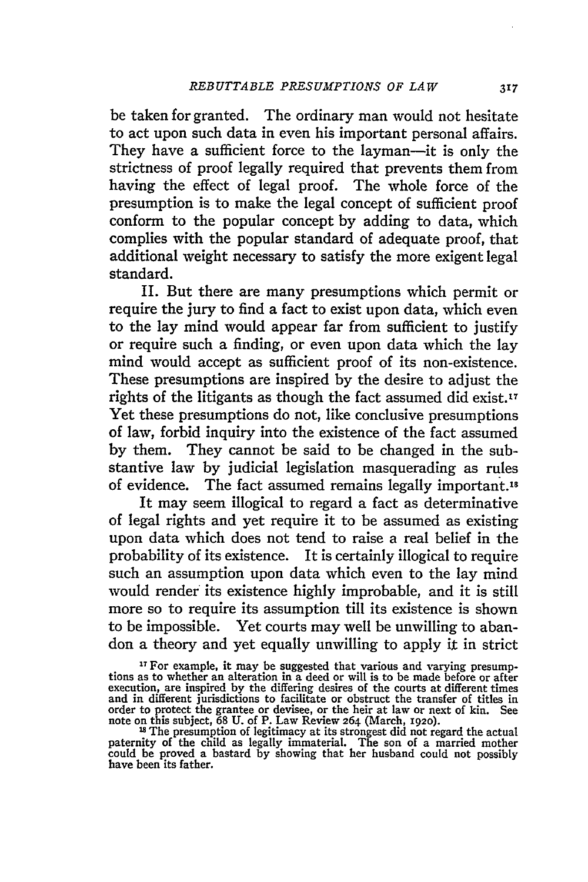be taken for granted. The ordinary man would not hesitate to act upon such data in even his important personal affairs. They have a sufficient force to the layman—it is only the strictness of proof legally required that prevents them from having the effect of legal proof. The whole force of the presumption is to make the legal concept of sufficient proof conform to the popular concept by adding to data, which complies with the popular standard of adequate proof, that additional weight necessary to satisfy the more exigent legal standard.

II. But there are many presumptions which permit or require the jury to find a fact to exist upon data, which even to the lay mind would appear far from sufficient to justify or require such a finding, or even upon data which the lay mind would accept as sufficient proof of its non-existence. These presumptions are inspired by the desire to adjust the rights of the litigants as though the fact assumed did exist.[17] Yet these presumptions do not, like conclusive presumptions of law, forbid inquiry into the existence of the fact assumed by them. They cannot be said to be changed in the substantive law by judicial legislation masquerading as rules of evidence. The fact assumed remains legally important.[18]

It may seem illogical to regard a fact as determinative of legal rights and yet require it to be assumed as existing upon data which does not tend to raise a real belief in the probability of its existence. It is certainly illogical to require such an assumption upon data which even to the lay mind would render its existence highly improbable, and it is still more so to require its assumption till its existence is shown to be impossible. Yet courts may well be unwilling to abandon a theory and yet equally unwilling to apply it in strict

[17] For example, it may be suggested that various and varying presumptions as to whether an alteration in a deed or will is to be made before or after execution, are inspired by the differing desires of the courts at different times and in different jurisdictions to facilitate or obstruct the transfer of titles in order to protect the grantee or devisee, or the heir at law or next of kin. See note on this subject, 68 U. of P. Law Review 264 (March, 1920).

[18] The presumption of legitimacy at its strongest did not regard the actual paternity of the child as legally immaterial. The son of a married mother could be proved a bastard by showing that her husband could not possibly have been its father.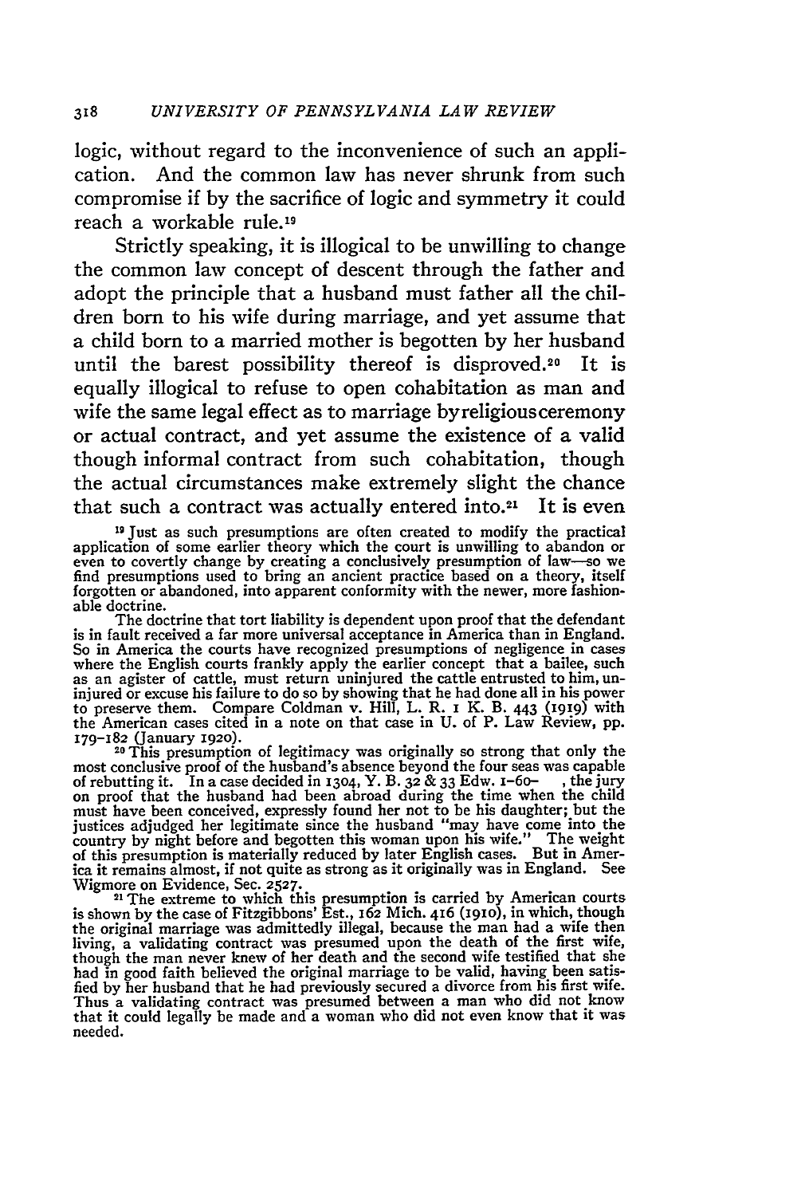logic, without regard to the inconvenience of such an application. And the common law has never shrunk from such compromise if by the sacrifice of logic and symmetry it could reach a workable rule.[19]

Strictly speaking, it is illogical to be unwilling to change the common law concept of descent through the father and adopt the principle that a husband must father all the children born to his wife during marriage, and yet assume that a child born to a married mother is begotten by her husband until the barest possibility thereof is disproved.[20] It is equally illogical to refuse to open cohabitation as man and wife the same legal effect as to marriage byreligiousceremony or actual contract, and yet assume the existence of a valid though informal contract from such cohabitation, though the actual circumstances make extremely slight the chance that such a contract was actually entered into.[21] It is even

[19] Just as such presumptions are often created to modify the practical application of some earlier theory which the court is unwilling to abandon or even to covertly change by creating a conclusively presumption of law—so we find presumptions used to bring an ancient practice based on a theory, itself forgotten or abandoned, into apparent conformity with the newer, more fashionable doctrine.

The doctrine that tort liability is dependent upon proof that the defendant is in fault received a far more universal acceptance in America than in England. So in America the courts have recognized presumptions of negligence in cases where the English courts frankly apply the earlier concept that a bailee, such as an agister of cattle, must return uninjured the cattle entrusted to him, uninjured or excuse his failure to do so by showing that he had done all in his power to preserve them. Compare Coldman v. Hill, L. R. 1 K. B. 443 (1919) with the American cases cited in a note on that case in U. of P. Law Review, pp. 179-182 (January 1920).

[20] This presumption of legitimacy was originally so strong that only the most conclusive proof of the husband's absence beyond the four seas was capable of rebutting it. In a case decided in 1304, Y. B. 32 & 33 Edw. 1-60- , the jury on proof that the husband had been abroad during the time when the child must have been conceived, expressly found her not to be his daughter; but the justices adjudged her legitimate since the husband "may have come into the country by night before and begotten this woman upon his wife." The weight of this presumption is materially reduced by later English cases. But in America it remains almost, if not quite as strong as it originally was in England. See Wigmore on Evidence, Sec. 2527.

[21] The extreme to which this presumption is carried by American courts is shown by the case of Fitzgibbons' Est., 162 Mich. 416 (1910), in which, though the original marriage was admittedly illegal, because the man had a wife then living, a validating contract was presumed upon the death of the first wife, though the man never knew of her death and the second wife testified that she had in good faith believed the original marriage to be valid, having been satisfied by her husband that he had previously secured a divorce from his first wife. Thus a validating contract was presumed between a man who did not know that it could legally be made and a woman who did not even know that it was needed.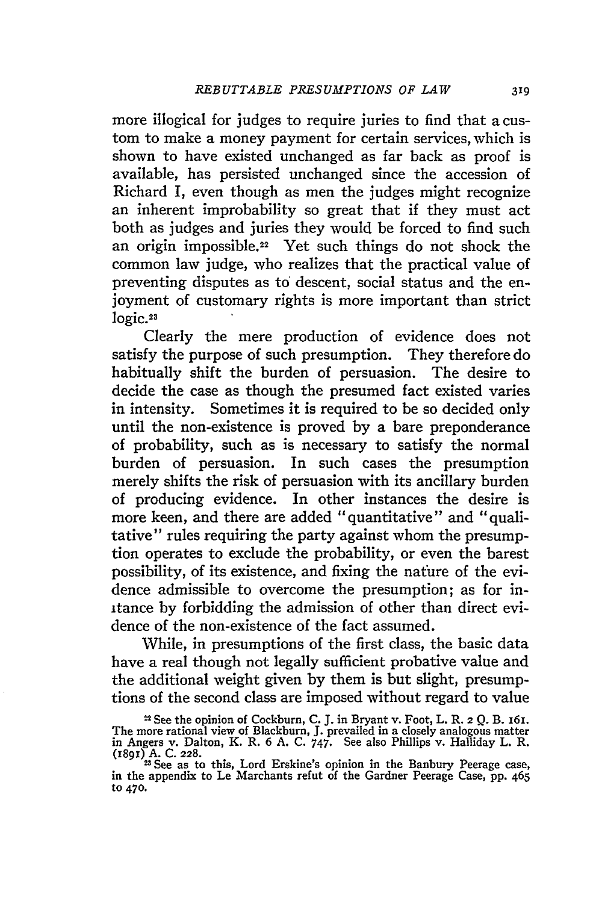more illogical for judges to require juries to find that a custom to make a money payment for certain services, which is shown to have existed unchanged as far back as proof is available, has persisted unchanged since the accession of Richard I, even though as men the judges might recognize an inherent improbability so great that if they must act both as judges and juries they would be forced to find such an origin impossible.[22] Yet such things do not shock the common law judge, who realizes that the practical value of preventing disputes as to descent, social status and the enjoyment of customary rights is more important than strict logic.[23]

Clearly the mere production of evidence does not satisfy the purpose of such presumption. They therefore do habitually shift the burden of persuasion. The desire to decide the case as though the presumed fact existed varies in intensity. Sometimes it is required to be so decided only until the non-existence is proved by a bare preponderance of probability, such as is necessary to satisfy the normal burden of persuasion. In such cases the presumption merely shifts the risk of persuasion with its ancillary burden of producing evidence. In other instances the desire is more keen, and there are added "quantitative" and "qualitative" rules requiring the party against whom the presumption operates to exclude the probability, or even the barest possibility, of its existence, and fixing the nature of the evidence admissible to overcome the presumption; as for instance by forbidding the admission of other than direct evidence of the non-existence of the fact assumed.

While, in presumptions of the first class, the basic data have a real though not legally sufficient probative value and the additional weight given by them is but slight, presumptions of the second class are imposed without regard to value

[22] See the opinion of Cockburn, C. J. in Bryant v. Foot, L. R. 2 Q. B. 161. The more rational view of Blackburn, J. prevailed in a closely analogous matter in Angers v. Dalton, K. R. 6 A. C. 747. See also Phillips v. Halliday L. R. (1891) A. C. 228.

[23] See as to this, Lord Erskine's opinion in the Banbury Peerage case, in the appendix to Le Marchants refut of the Gardner Peerage Case, pp. 465 to 470.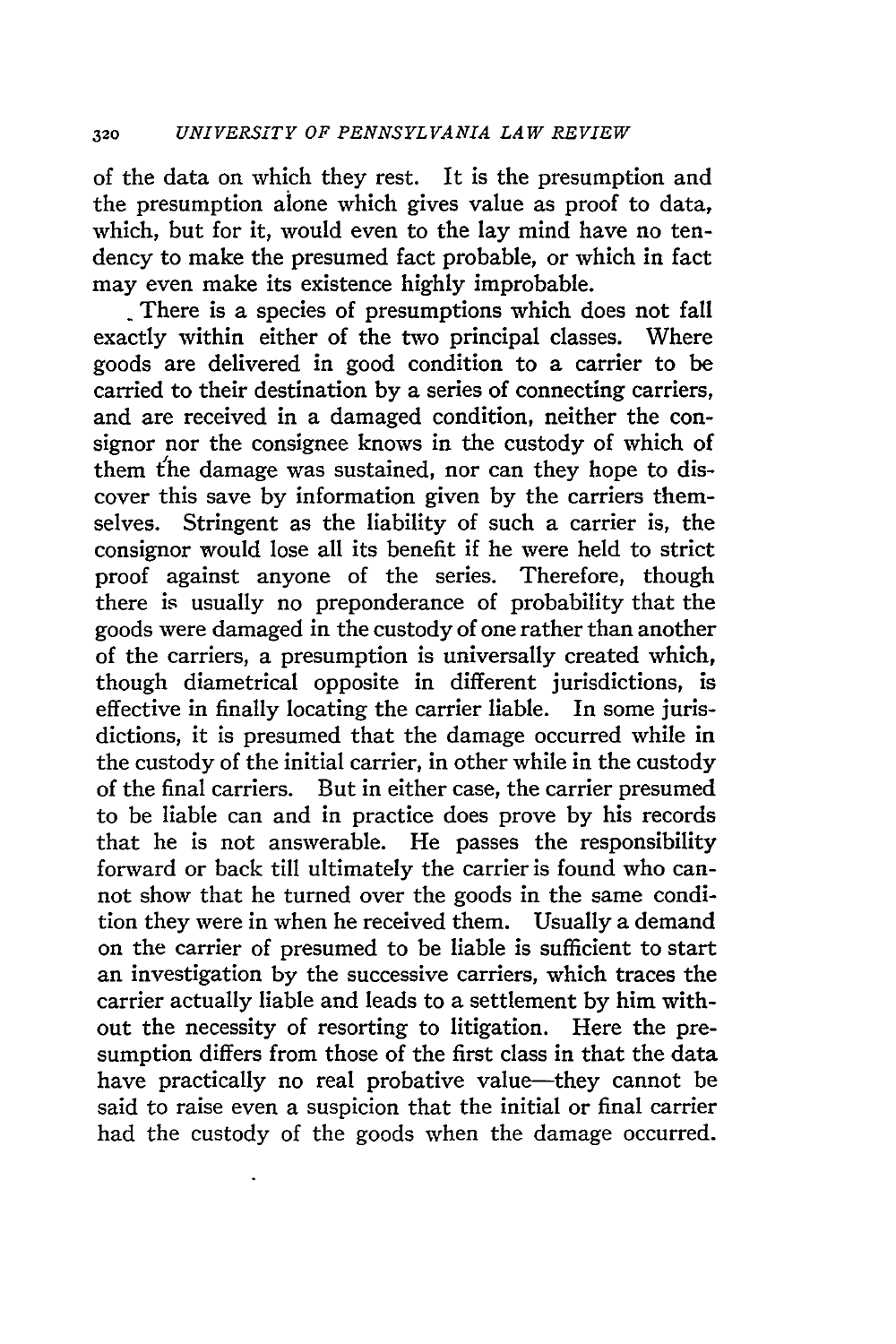of the data on which they rest. It is the presumption and the presumption alone which gives value as proof to data, which, but for it, would even to the lay mind have no tendency to make the presumed fact probable, or which in fact may even make its existence highly improbable.

There is a species of presumptions which does not fall exactly within either of the two principal classes. Where goods are delivered in good condition to a carrier to be carried to their destination by a series of connecting carriers, and are received in a damaged condition, neither the consignor nor the consignee knows in the custody of which of them the damage was sustained, nor can they hope to discover this save by information given by the carriers themselves. Stringent as the liability of such a carrier is, the consignor would lose all its benefit if he were held to strict proof against anyone of the series. Therefore, though there is usually no preponderance of probability that the goods were damaged in the custody of one rather than another of the carriers, a presumption is universally created which, though diametrical opposite in different jurisdictions, is effective in finally locating the carrier liable. In some jurisdictions, it is presumed that the damage occurred while in the custody of the initial carrier, in other while in the custody of the final carriers. But in either case, the carrier presumed to be liable can and in practice does prove by his records that he is not answerable. He passes the responsibility forward or back till ultimately the carrier is found who cannot show that he turned over the goods in the same condition they were in when he received them. Usually a demand on the carrier of presumed to be liable is sufficient to start an investigation by the successive carriers, which traces the carrier actually liable and leads to a settlement by him without the necessity of resorting to litigation. Here the presumption differs from those of the first class in that the data have practically no real probative value—they cannot be said to raise even a suspicion that the initial or final carrier had the custody of the goods when the damage occurred.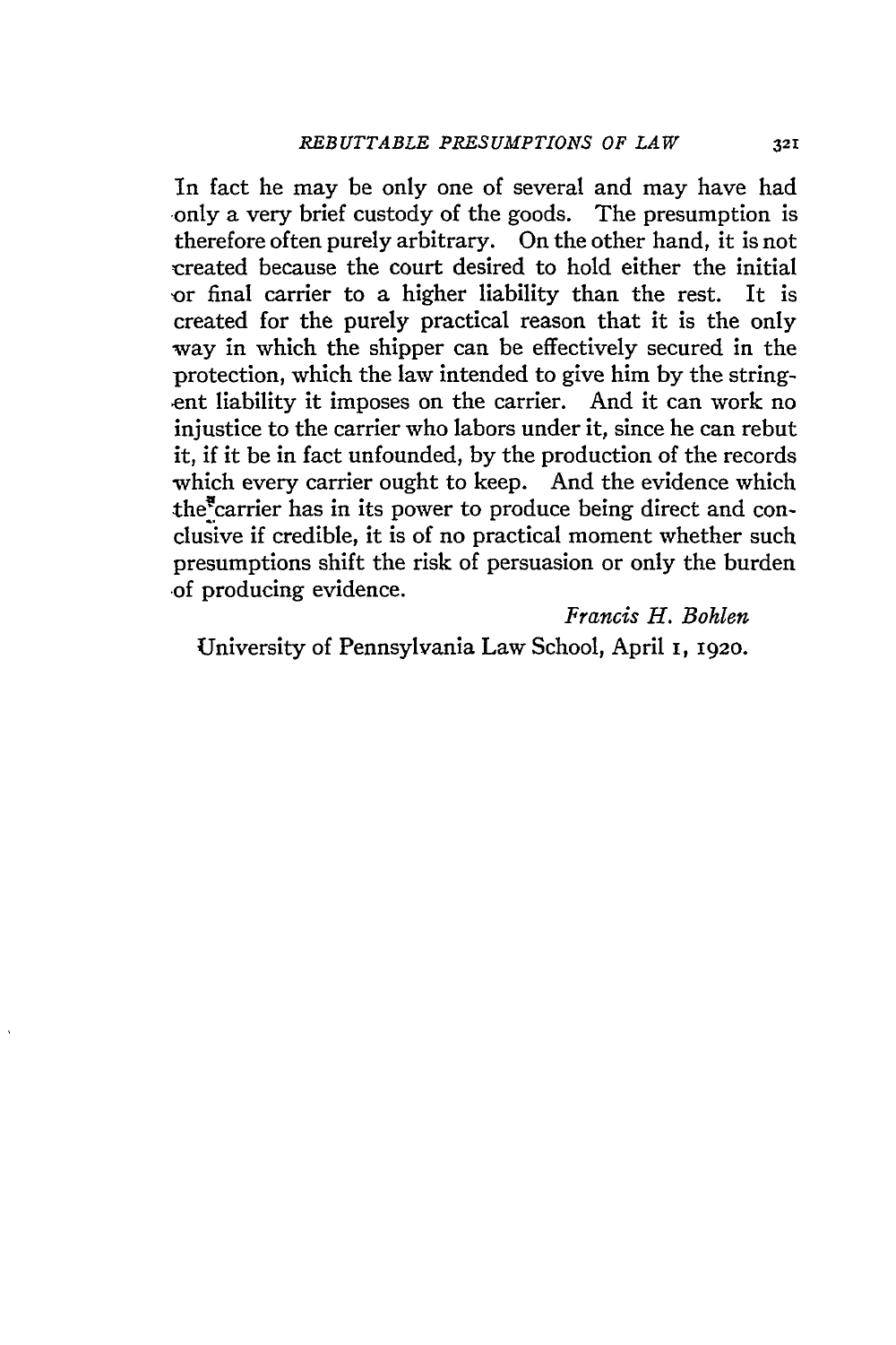In fact he may be only one of several and may have had only a very brief custody of the goods. The presumption is therefore often purely arbitrary. On the other hand, it is not created because the court desired to hold either the initial or final carrier to a higher liability than the rest. It is created for the purely practical reason that it is the only way in which the shipper can be effectively secured in the protection, which the law intended to give him by the stringent liability it imposes on the carrier. And it can work no injustice to the carrier who labors under it, since he can rebut it, if it be in fact unfounded, by the production of the records which every carrier ought to keep. And the evidence which the carrier has in its power to produce being direct and conclusive if credible, it is of no practical moment whether such presumptions shift the risk of persuasion or only the burden of producing evidence.

*Francis H. Bohlen*

University of Pennsylvania Law School, April 1, 1920.